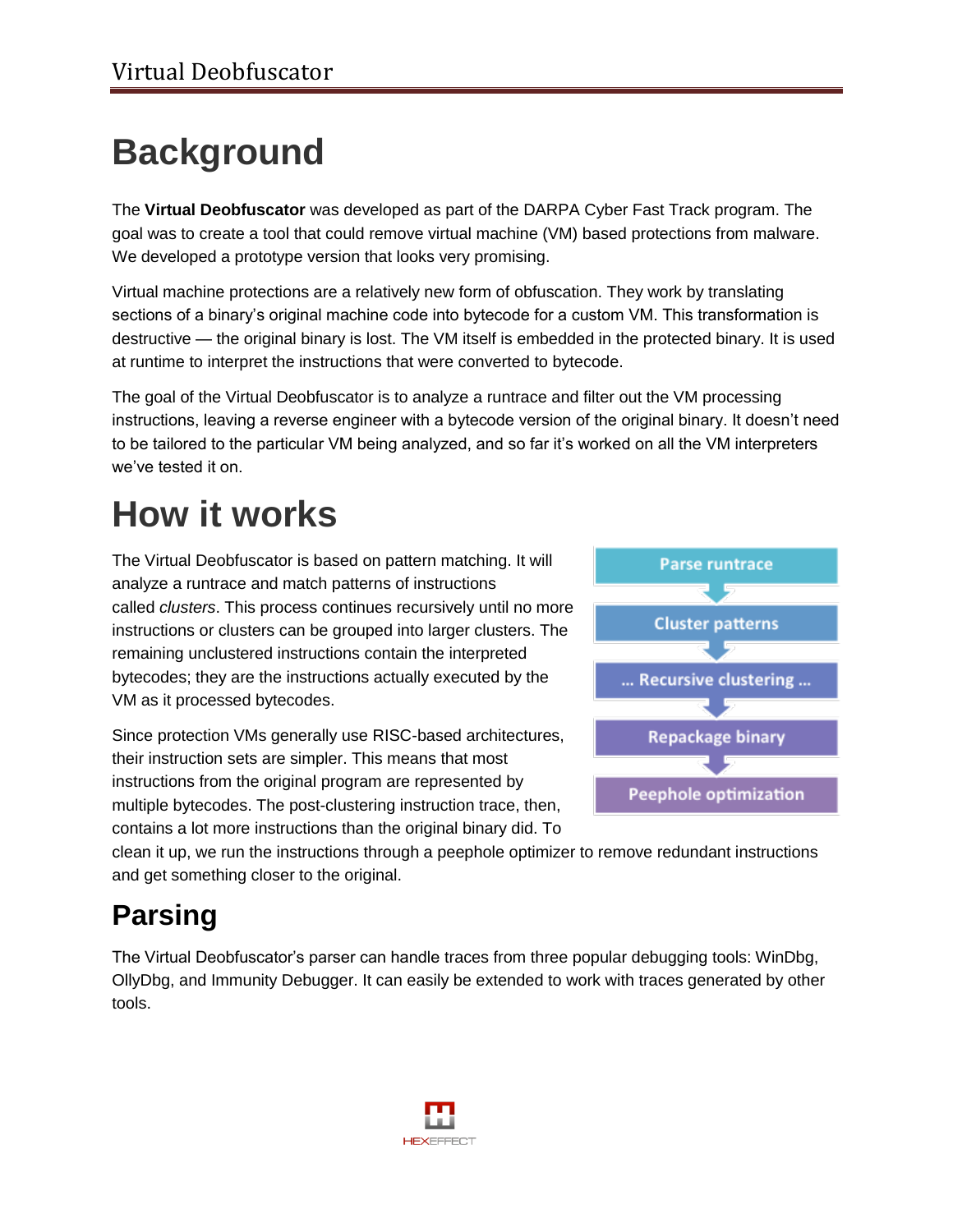# Background

The **Virtual Deobfuscator** was developed as part of the DARPA Cyber Fast Track program. The goal was to create a tool that could remove virtual machine (VM) based protections from malware. We developed a prototype version that looks very promising.

Virtual machine protections are a relatively new form of obfuscation. They work by translating sections of a binary's original machine code into bytecode for a custom VM. This transformation is destructive — the original binary is lost. The VM itself is embedded in the protected binary. It is used at runtime to interpret the instructions that were converted to bytecode.

The goal of the Virtual Deobfuscator is to analyze a runtrace and filter out the VM processing instructions, leaving a reverse engineer with a bytecode version of the original binary. It doesn't need to be tailored to the particular VM being analyzed, and so far it's worked on all the VM interpreters we've tested it on.

# How it works

The Virtual Deobfuscator is based on pattern matching. It will analyze a runtrace and match patterns of instructions called *clusters*. This process continues recursively until no more instructions or clusters can be grouped into larger clusters. The remaining unclustered instructions contain the interpreted bytecodes; they are the instructions actually executed by the VM as it processed bytecodes.

Parse runtrace → Cluster patterns → ... Recursive clustering ... → Repackage binary → Peephole optimization

Since protection VMs generally use RISC-based architectures, their instruction sets are simpler. This means that most instructions from the original program are represented by multiple bytecodes. The post-clustering instruction trace, then, contains a lot more instructions than the original binary did. To clean it up, we run the instructions through a peephole optimizer to remove redundant instructions and get something closer to the original.

## Parsing

The Virtual Deobfuscator's parser can handle traces from three popular debugging tools: WinDbg, OllyDbg, and Immunity Debugger. It can easily be extended to work with traces generated by other tools.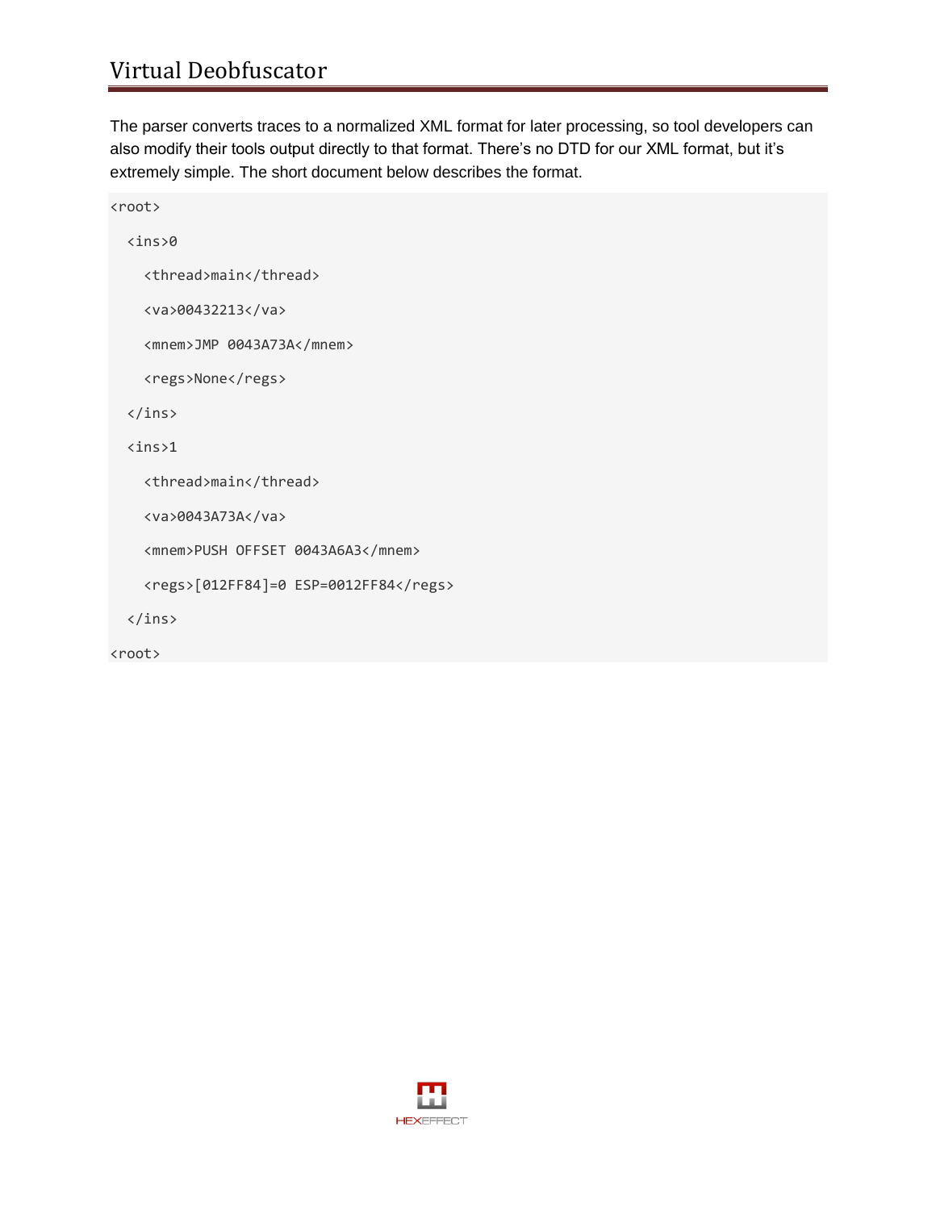The parser converts traces to a normalized XML format for later processing, so tool developers can also modify their tools output directly to that format. There's no DTD for our XML format, but it's extremely simple. The short document below describes the format.

```
<root>
  <ins>0
    <thread>main</thread>
    <va>00432213</va>
    <mnem>JMP 0043A73A</mnem>
    <regs>None</regs>
  </ins>
  <ins>1
    <thread>main</thread>
    <va>0043A73A</va>
    <mnem>PUSH OFFSET 0043A6A3</mnem>
    <regs>[012FF84]=0 ESP=0012FF84</regs>
  </ins>
<root>
```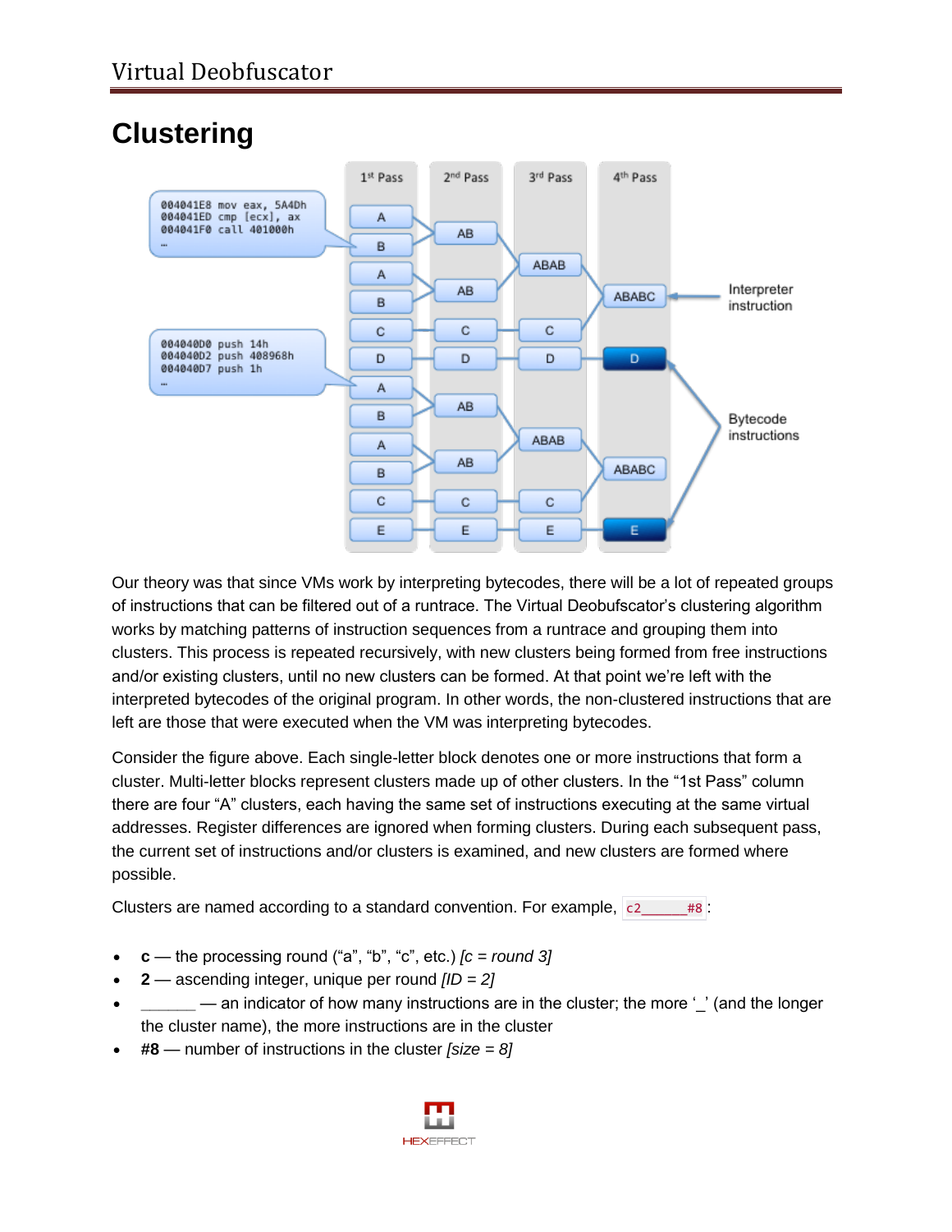# Clustering

Our theory was that since VMs work by interpreting bytecodes, there will be a lot of repeated groups of instructions that can be filtered out of a runtrace. The Virtual Deobfuscator's clustering algorithm works by matching patterns of instruction sequences from a runtrace and grouping them into clusters. This process is repeated recursively, with new clusters being formed from free instructions and/or existing clusters, until no new clusters can be formed. At that point we're left with the interpreted bytecodes of the original program. In other words, the non-clustered instructions that are left are those that were executed when the VM was interpreting bytecodes.

Consider the figure above. Each single-letter block denotes one or more instructions that form a cluster. Multi-letter blocks represent clusters made up of other clusters. In the "1st Pass" column there are four "A" clusters, each having the same set of instructions executing at the same virtual addresses. Register differences are ignored when forming clusters. During each subsequent pass, the current set of instructions and/or clusters is examined, and new clusters are formed where possible.

Clusters are named according to a standard convention. For example, `c2______#8`:

- **c** — the processing round ("a", "b", "c", etc.) *[c = round 3]*
- **2** — ascending integer, unique per round *[ID = 2]*
- ______ — an indicator of how many instructions are in the cluster; the more '_' (and the longer the cluster name), the more instructions are in the cluster
- **#8** — number of instructions in the cluster *[size = 8]*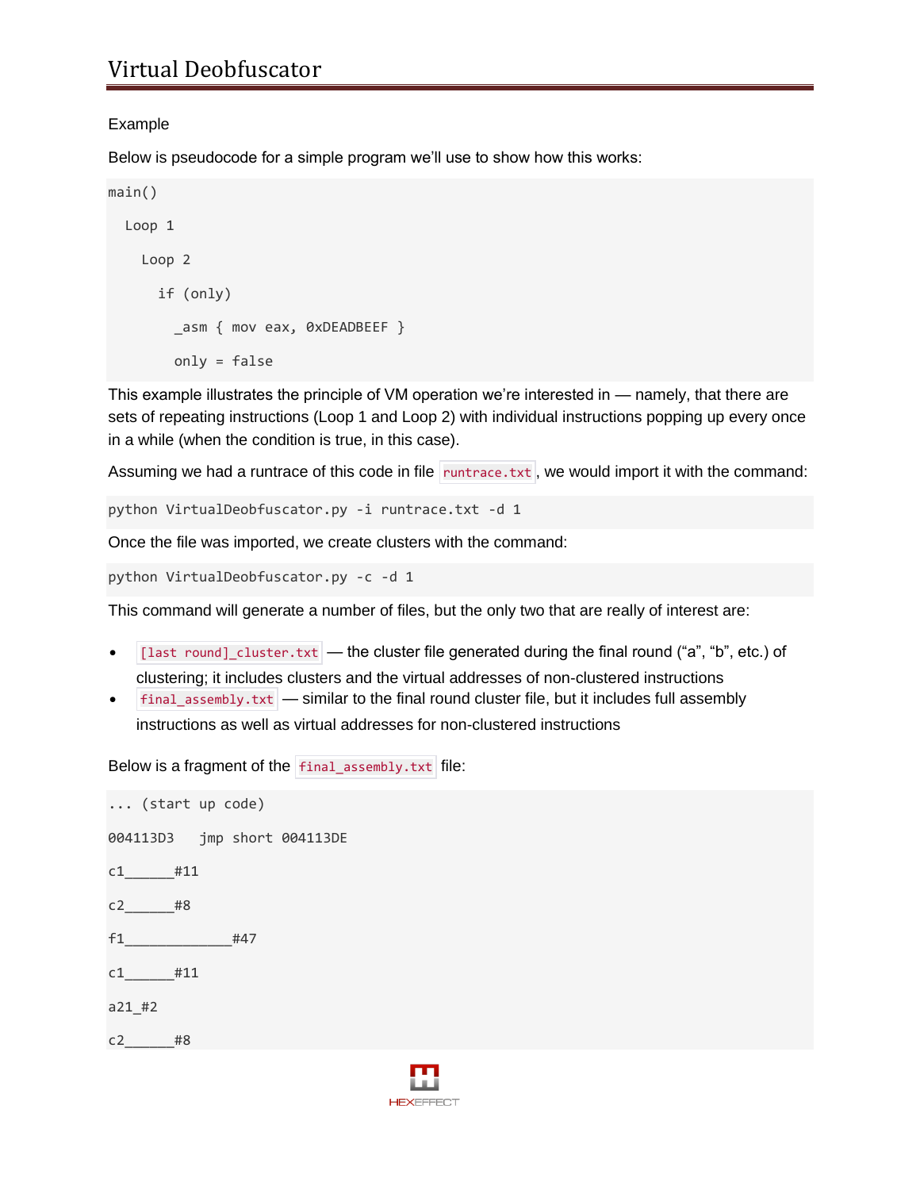Example

Below is pseudocode for a simple program we'll use to show how this works:

```
main()

  Loop 1

    Loop 2

      if (only)

        _asm { mov eax, 0xDEADBEEF }

        only = false
```

This example illustrates the principle of VM operation we're interested in — namely, that there are sets of repeating instructions (Loop 1 and Loop 2) with individual instructions popping up every once in a while (when the condition is true, in this case).

Assuming we had a runtrace of this code in file `runtrace.txt`, we would import it with the command:

```
python VirtualDeobfuscator.py -i runtrace.txt -d 1
```

Once the file was imported, we create clusters with the command:

```
python VirtualDeobfuscator.py -c -d 1
```

This command will generate a number of files, but the only two that are really of interest are:

- `[last round]_cluster.txt` — the cluster file generated during the final round ("a", "b", etc.) of clustering; it includes clusters and the virtual addresses of non-clustered instructions
- `final_assembly.txt` — similar to the final round cluster file, but it includes full assembly instructions as well as virtual addresses for non-clustered instructions

Below is a fragment of the `final_assembly.txt` file:

```
... (start up code)

004113D3   jmp short 004113DE

c1______#11

c2______#8

f1_____________#47

c1______#11

a21_#2

c2______#8
```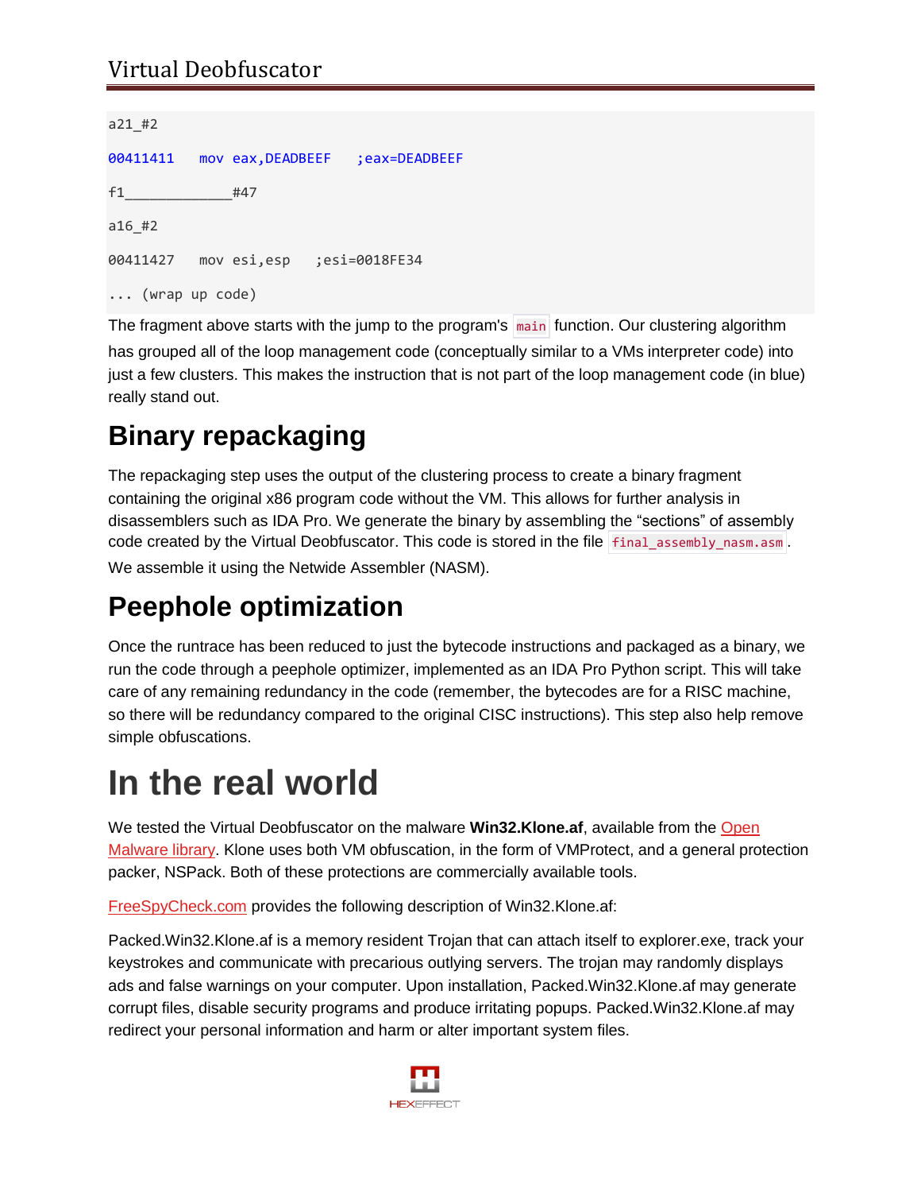```
a21_#2
00411411   mov eax,DEADBEEF   ;eax=DEADBEEF
f1_____________#47
a16_#2
00411427   mov esi,esp   ;esi=0018FE34
... (wrap up code)
```

The fragment above starts with the jump to the program's `main` function. Our clustering algorithm has grouped all of the loop management code (conceptually similar to a VMs interpreter code) into just a few clusters. This makes the instruction that is not part of the loop management code (in blue) really stand out.

## Binary repackaging

The repackaging step uses the output of the clustering process to create a binary fragment containing the original x86 program code without the VM. This allows for further analysis in disassemblers such as IDA Pro. We generate the binary by assembling the "sections" of assembly code created by the Virtual Deobfuscator. This code is stored in the file `final_assembly_nasm.asm`. We assemble it using the Netwide Assembler (NASM).

## Peephole optimization

Once the runtrace has been reduced to just the bytecode instructions and packaged as a binary, we run the code through a peephole optimizer, implemented as an IDA Pro Python script. This will take care of any remaining redundancy in the code (remember, the bytecodes are for a RISC machine, so there will be redundancy compared to the original CISC instructions). This step also help remove simple obfuscations.

# In the real world

We tested the Virtual Deobfuscator on the malware **Win32.Klone.af**, available from the Open Malware library. Klone uses both VM obfuscation, in the form of VMProtect, and a general protection packer, NSPack. Both of these protections are commercially available tools.

FreeSpyCheck.com provides the following description of Win32.Klone.af:

Packed.Win32.Klone.af is a memory resident Trojan that can attach itself to explorer.exe, track your keystrokes and communicate with precarious outlying servers. The trojan may randomly displays ads and false warnings on your computer. Upon installation, Packed.Win32.Klone.af may generate corrupt files, disable security programs and produce irritating popups. Packed.Win32.Klone.af may redirect your personal information and harm or alter important system files.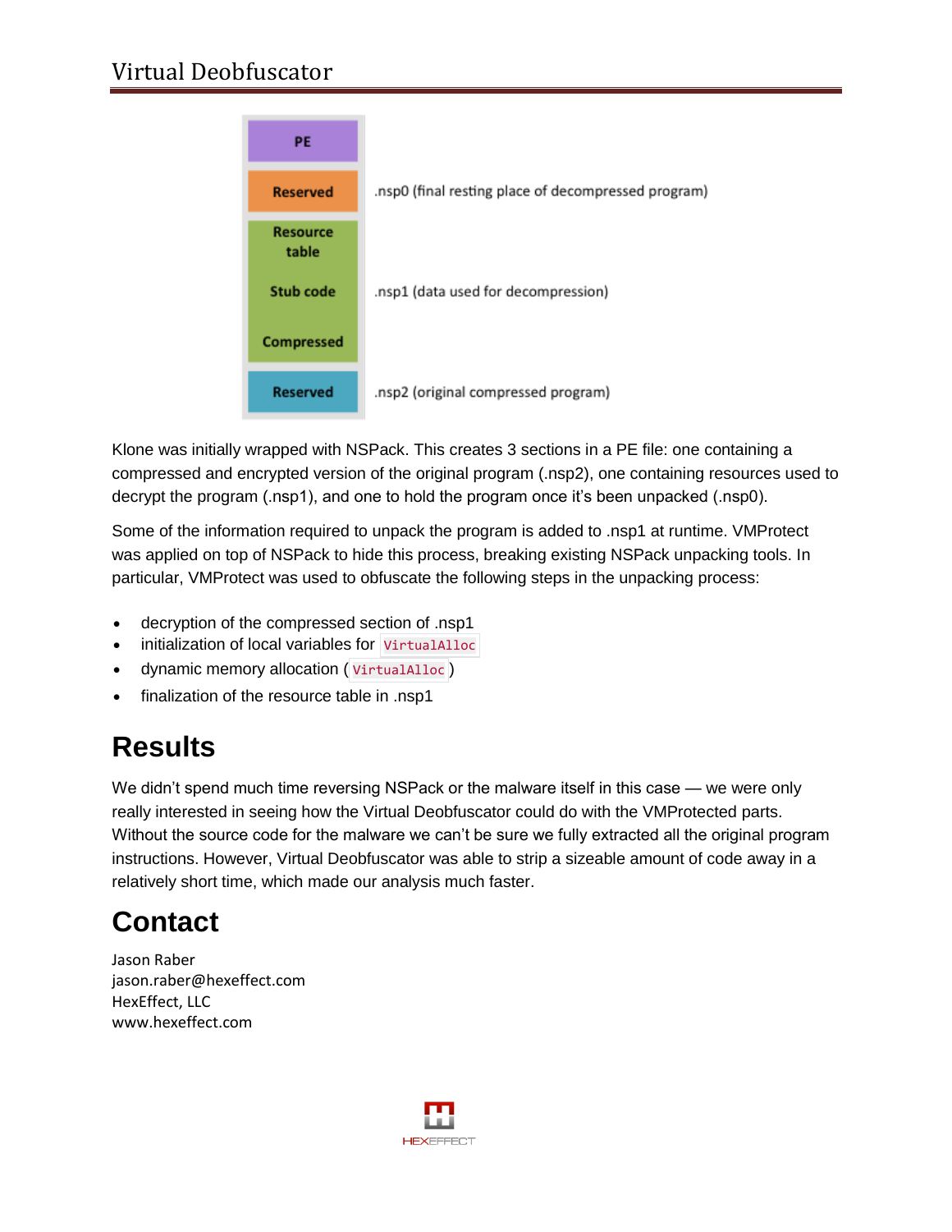PE

Reserved .nsp0 (final resting place of decompressed program)

Resource table

Stub code .nsp1 (data used for decompression)

Compressed

Reserved .nsp2 (original compressed program)

Klone was initially wrapped with NSPack. This creates 3 sections in a PE file: one containing a compressed and encrypted version of the original program (.nsp2), one containing resources used to decrypt the program (.nsp1), and one to hold the program once it's been unpacked (.nsp0).

Some of the information required to unpack the program is added to .nsp1 at runtime. VMProtect was applied on top of NSPack to hide this process, breaking existing NSPack unpacking tools. In particular, VMProtect was used to obfuscate the following steps in the unpacking process:

- decryption of the compressed section of .nsp1
- initialization of local variables for `VirtualAlloc`
- dynamic memory allocation ( `VirtualAlloc` )
- finalization of the resource table in .nsp1

# Results

We didn't spend much time reversing NSPack or the malware itself in this case — we were only really interested in seeing how the Virtual Deobfuscator could do with the VMProtected parts. Without the source code for the malware we can't be sure we fully extracted all the original program instructions. However, Virtual Deobfuscator was able to strip a sizeable amount of code away in a relatively short time, which made our analysis much faster.

# Contact

Jason Raber
jason.raber@hexeffect.com
HexEffect, LLC
www.hexeffect.com

HEXEFFECT